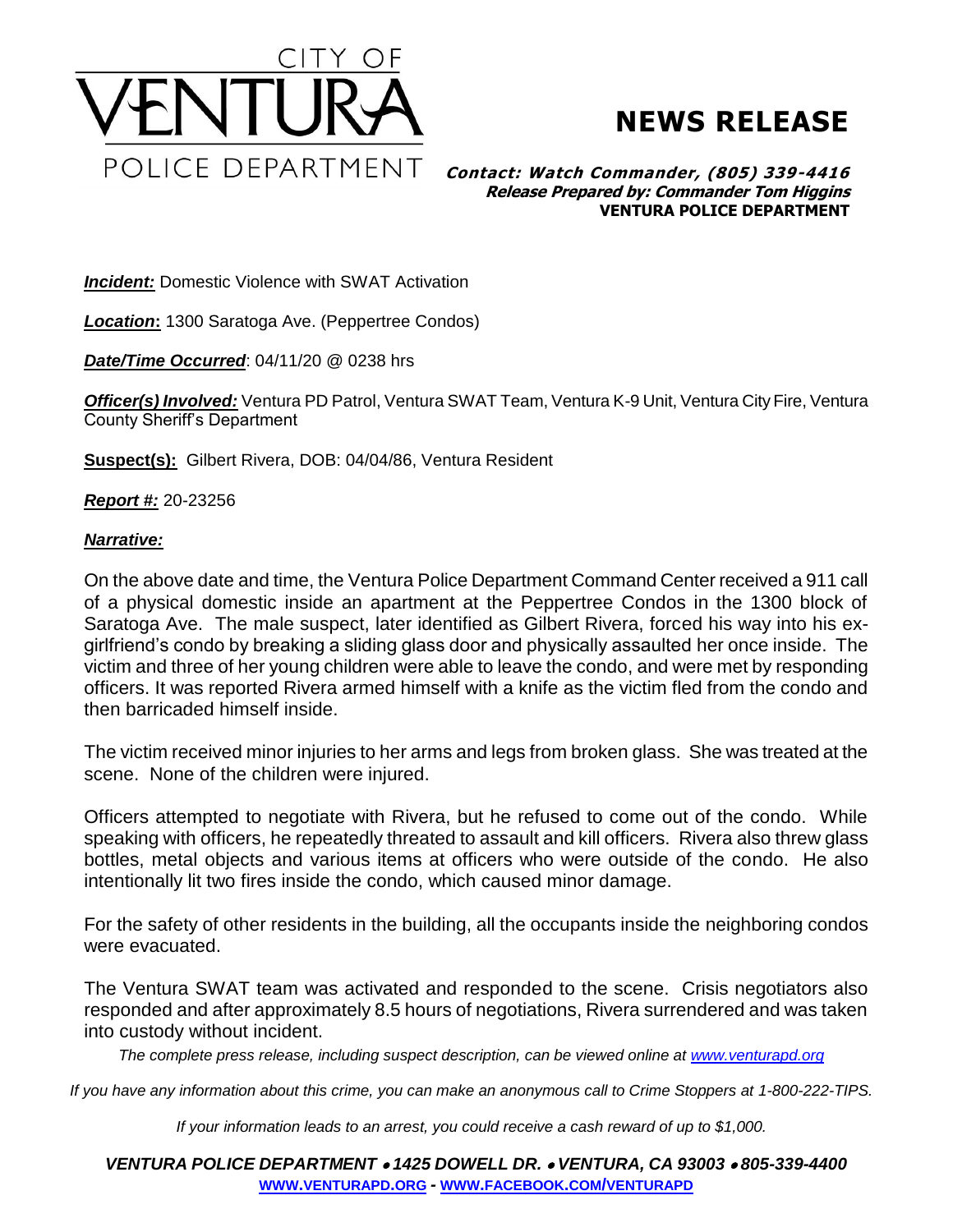# CITY OF VENTURA POLICE DEPARTMENT

## NEWS RELEASE

***Contact: Watch Commander, (805) 339-4416***
***Release Prepared by: Commander Tom Higgins***
**VENTURA POLICE DEPARTMENT**

***Incident:*** Domestic Violence with SWAT Activation

***Location*:** 1300 Saratoga Ave. (Peppertree Condos)

***Date/Time Occurred***: 04/11/20 @ 0238 hrs

***Officer(s) Involved:*** Ventura PD Patrol, Ventura SWAT Team, Ventura K-9 Unit, Ventura City Fire, Ventura County Sheriff's Department

**Suspect(s):** Gilbert Rivera, DOB: 04/04/86, Ventura Resident

***Report #:*** 20-23256

***Narrative:***

On the above date and time, the Ventura Police Department Command Center received a 911 call of a physical domestic inside an apartment at the Peppertree Condos in the 1300 block of Saratoga Ave. The male suspect, later identified as Gilbert Rivera, forced his way into his ex-girlfriend's condo by breaking a sliding glass door and physically assaulted her once inside. The victim and three of her young children were able to leave the condo, and were met by responding officers. It was reported Rivera armed himself with a knife as the victim fled from the condo and then barricaded himself inside.

The victim received minor injuries to her arms and legs from broken glass. She was treated at the scene. None of the children were injured.

Officers attempted to negotiate with Rivera, but he refused to come out of the condo. While speaking with officers, he repeatedly threated to assault and kill officers. Rivera also threw glass bottles, metal objects and various items at officers who were outside of the condo. He also intentionally lit two fires inside the condo, which caused minor damage.

For the safety of other residents in the building, all the occupants inside the neighboring condos were evacuated.

The Ventura SWAT team was activated and responded to the scene. Crisis negotiators also responded and after approximately 8.5 hours of negotiations, Rivera surrendered and was taken into custody without incident.

*The complete press release, including suspect description, can be viewed online at www.venturapd.org*

*If you have any information about this crime, you can make an anonymous call to Crime Stoppers at 1-800-222-TIPS.*

*If your information leads to an arrest, you could receive a cash reward of up to $1,000.*

***VENTURA POLICE DEPARTMENT • 1425 DOWELL DR. • VENTURA, CA 93003 • 805-339-4400***
**WWW.VENTURAPD.ORG - WWW.FACEBOOK.COM/VENTURAPD**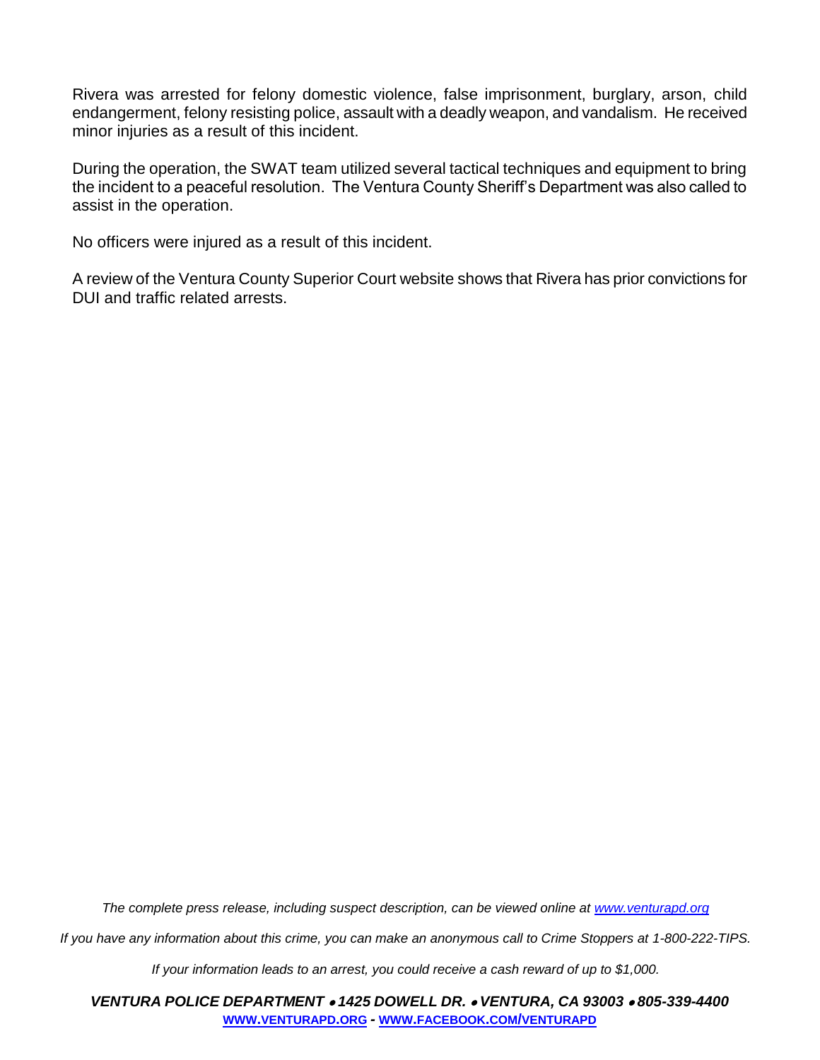Rivera was arrested for felony domestic violence, false imprisonment, burglary, arson, child endangerment, felony resisting police, assault with a deadly weapon, and vandalism. He received minor injuries as a result of this incident.

During the operation, the SWAT team utilized several tactical techniques and equipment to bring the incident to a peaceful resolution. The Ventura County Sheriff's Department was also called to assist in the operation.

No officers were injured as a result of this incident.

A review of the Ventura County Superior Court website shows that Rivera has prior convictions for DUI and traffic related arrests.

*The complete press release, including suspect description, can be viewed online at www.venturapd.org*

*If you have any information about this crime, you can make an anonymous call to Crime Stoppers at 1-800-222-TIPS.*

*If your information leads to an arrest, you could receive a cash reward of up to $1,000.*

***VENTURA POLICE DEPARTMENT • 1425 DOWELL DR. • VENTURA, CA 93003 • 805-339-4400***

**WWW.VENTURAPD.ORG - WWW.FACEBOOK.COM/VENTURAPD**